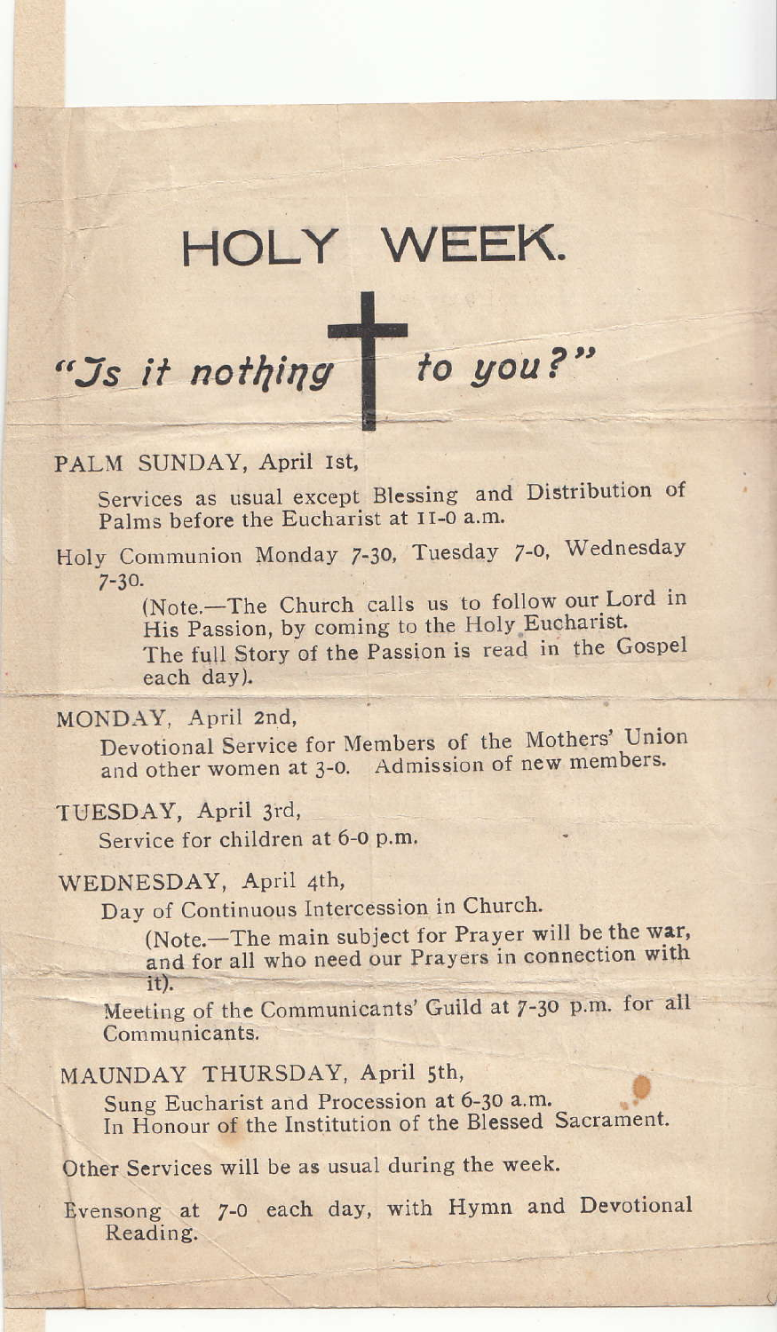# HOLY WEEK.

*"Is it nothing to you?"*

PALM SUNDAY, April 1st,

Services as usual except Blessing and Distribution of Palms before the Eucharist at 11-0 a.m.

Holy Communion Monday 7-30, Tuesday 7-0, Wednesday 7-30.

(Note.—The Church calls us to follow our Lord in His Passion, by coming to the Holy Eucharist. The full Story of the Passion is read in the Gospel each day).

MONDAY, April 2nd,

Devotional Service for Members of the Mothers' Union and other women at 3-0. Admission of new members.

TUESDAY, April 3rd,

Service for children at 6-0 p.m.

WEDNESDAY, April 4th,

Day of Continuous Intercession in Church.

(Note.—The main subject for Prayer will be the war, and for all who need our Prayers in connection with it).

Meeting of the Communicants' Guild at 7-30 p.m. for all Communicants.

MAUNDAY THURSDAY, April 5th,

Sung Eucharist and Procession at 6-30 a.m.
In Honour of the Institution of the Blessed Sacrament.

Other Services will be as usual during the week.

Evensong at 7-0 each day, with Hymn and Devotional Reading.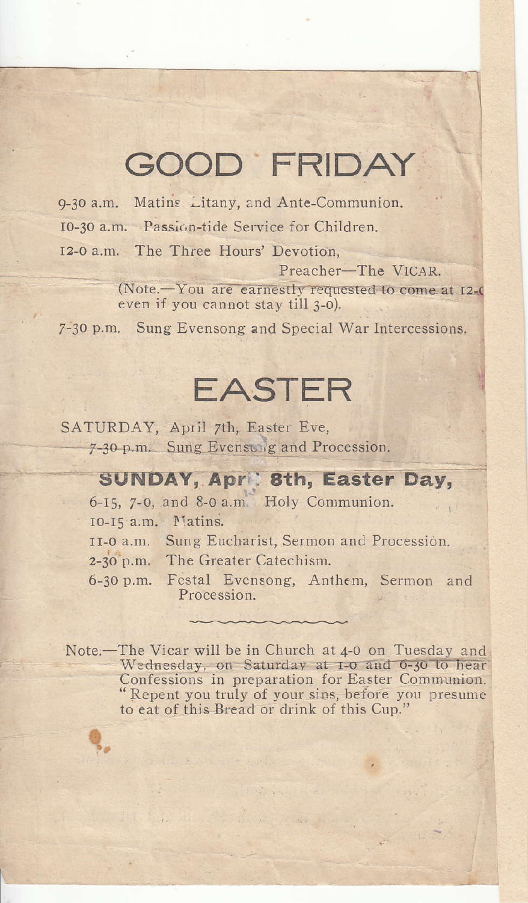# GOOD FRIDAY

9-30 a.m. Matins Litany, and Ante-Communion.

10-30 a.m. Passion-tide Service for Children.

12-0 a.m. The Three Hours' Devotion,
Preacher—The VICAR.

(Note.—You are earnestly requested to come at 12-0 even if you cannot stay till 3-0).

7-30 p.m. Sung Evensong and Special War Intercessions.

# EASTER

SATURDAY, April 7th, Easter Eve,
7-30 p.m. Sung Evensong and Procession.

## SUNDAY, April 8th, Easter Day,

6-15, 7-0, and 8-0 a.m. Holy Communion.

10-15 a.m. Matins.

11-0 a.m. Sung Eucharist, Sermon and Procession.

2-30 p.m. The Greater Catechism.

6-30 p.m. Festal Evensong, Anthem, Sermon and Procession.

Note.—The Vicar will be in Church at 4-0 on Tuesday and Wednesday, on Saturday at 1-0 and 6-30 to hear Confessions in preparation for Easter Communion. "Repent you truly of your sins, before you presume to eat of this Bread or drink of this Cup."